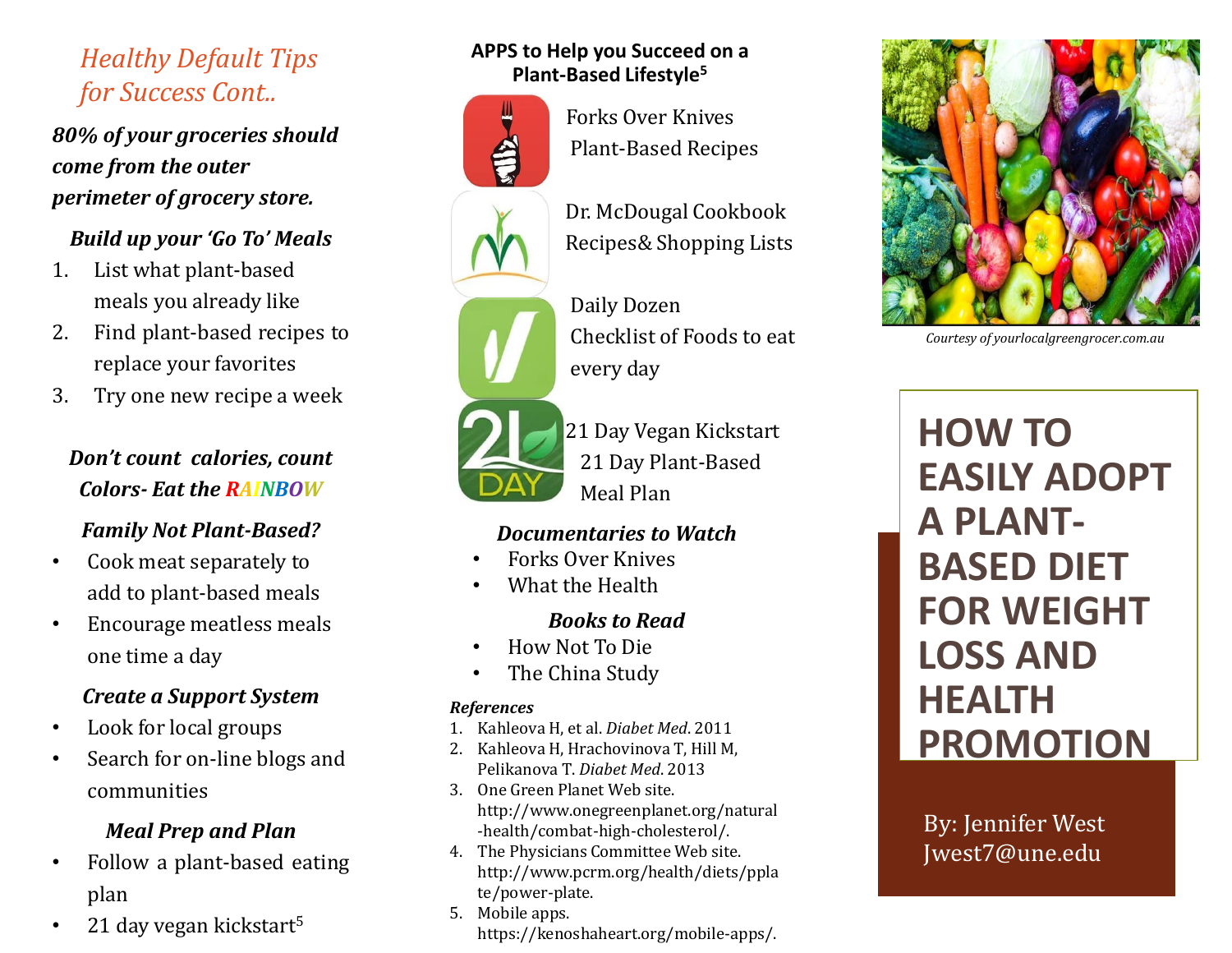## Healthy Default Tips for Success Cont..

***80% of your groceries should come from the outer perimeter of grocery store.***

### *Build up your 'Go To' Meals*

1. List what plant-based meals you already like
2. Find plant-based recipes to replace your favorites
3. Try one new recipe a week

### *Don't count calories, count Colors- Eat the RAINBOW*

### *Family Not Plant-Based?*

- Cook meat separately to add to plant-based meals
- Encourage meatless meals one time a day

### *Create a Support System*

- Look for local groups
- Search for on-line blogs and communities

### *Meal Prep and Plan*

- Follow a plant-based eating plan
- 21 day vegan kickstart[5]

## APPS to Help you Succeed on a Plant-Based Lifestyle[5]

Forks Over Knives
Plant-Based Recipes

Dr. McDougal Cookbook
Recipes& Shopping Lists

Daily Dozen
Checklist of Foods to eat every day

21 Day Vegan Kickstart
21 Day Plant-Based Meal Plan

### *Documentaries to Watch*

- Forks Over Knives
- What the Health

### *Books to Read*

- How Not To Die
- The China Study

### *References*

1. Kahleova H, et al. *Diabet Med*. 2011
2. Kahleova H, Hrachovinova T, Hill M, Pelikanova T. *Diabet Med*. 2013
3. One Green Planet Web site. http://www.onegreenplanet.org/natural-health/combat-high-cholesterol/.
4. The Physicians Committee Web site. http://www.pcrm.org/health/diets/pplate/power-plate.
5. Mobile apps. https://kenoshaheart.org/mobile-apps/.

*Courtesy of yourlocalgreengrocer.com.au*

# HOW TO EASILY ADOPT A PLANT-BASED DIET FOR WEIGHT LOSS AND HEALTH PROMOTION

By: Jennifer West
Jwest7@une.edu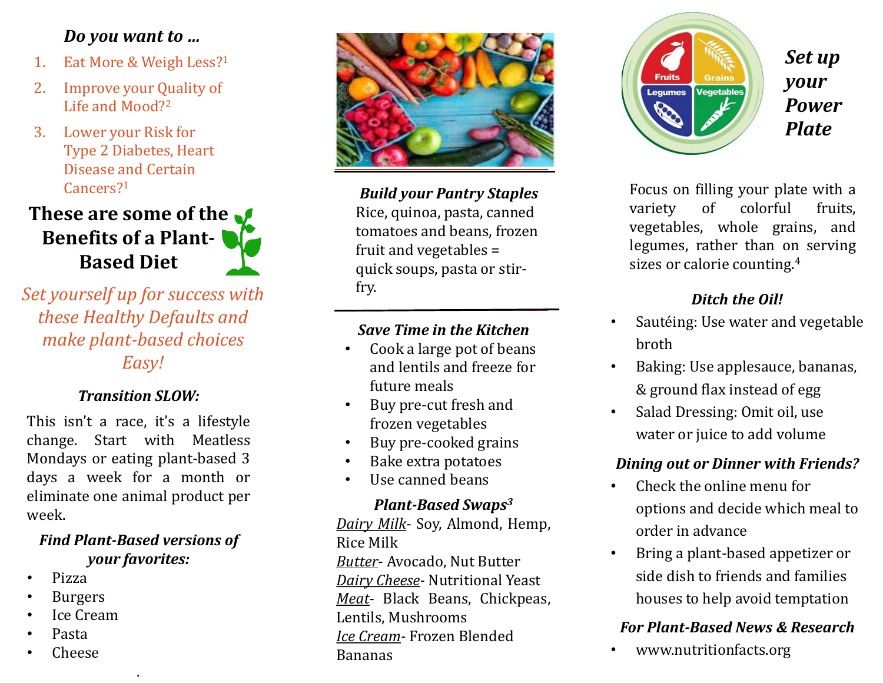*Do you want to …*

1. Eat More & Weigh Less?[1]
2. Improve your Quality of Life and Mood?[2]
3. Lower your Risk for Type 2 Diabetes, Heart Disease and Certain Cancers?[1]

## These are some of the Benefits of a Plant-Based Diet

*Set yourself up for success with these Healthy Defaults and make plant-based choices Easy!*

### *Transition SLOW:*

This isn't a race, it's a lifestyle change. Start with Meatless Mondays or eating plant-based 3 days a week for a month or eliminate one animal product per week.

### *Find Plant-Based versions of your favorites:*

- Pizza
- Burgers
- Ice Cream
- Pasta
- Cheese

### *Build your Pantry Staples*

Rice, quinoa, pasta, canned tomatoes and beans, frozen fruit and vegetables = quick soups, pasta or stir-fry.

### *Save Time in the Kitchen*

- Cook a large pot of beans and lentils and freeze for future meals
- Buy pre-cut fresh and frozen vegetables
- Buy pre-cooked grains
- Bake extra potatoes
- Use canned beans

### *Plant-Based Swaps[3]*

*Dairy Milk*- Soy, Almond, Hemp, Rice Milk
*Butter*- Avocado, Nut Butter
*Dairy Cheese*- Nutritional Yeast
*Meat*- Black Beans, Chickpeas, Lentils, Mushrooms
*Ice Cream*- Frozen Blended Bananas

Fruits Grains Legumes Vegetables

## *Set up your Power Plate*

Focus on filling your plate with a variety of colorful fruits, vegetables, whole grains, and legumes, rather than on serving sizes or calorie counting.[4]

### *Ditch the Oil!*

- Sautéing: Use water and vegetable broth
- Baking: Use applesauce, bananas, & ground flax instead of egg
- Salad Dressing: Omit oil, use water or juice to add volume

### *Dining out or Dinner with Friends?*

- Check the online menu for options and decide which meal to order in advance
- Bring a plant-based appetizer or side dish to friends and families houses to help avoid temptation

### *For Plant-Based News & Research*

- www.nutritionfacts.org